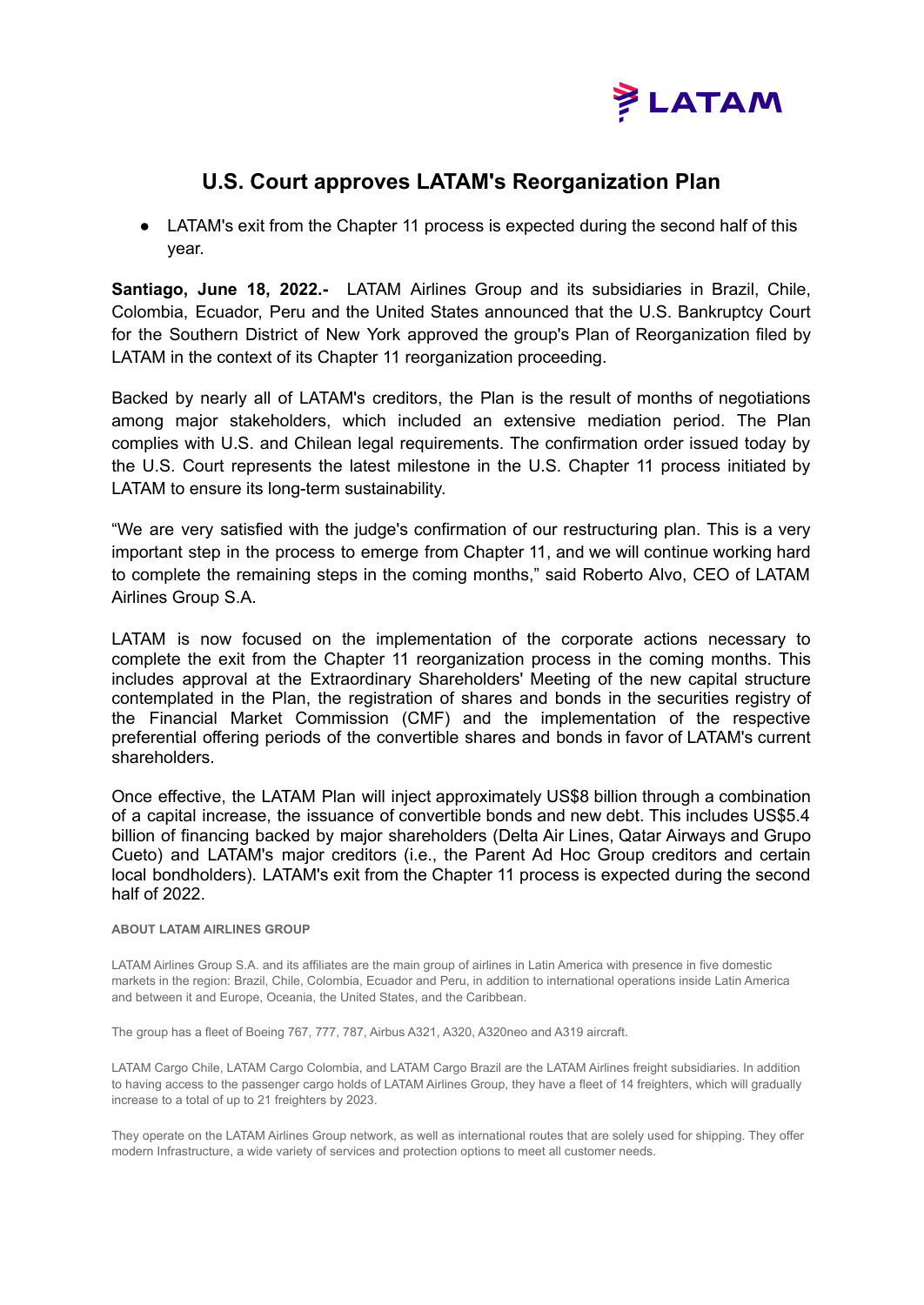LATAM

# U.S. Court approves LATAM's Reorganization Plan

- LATAM's exit from the Chapter 11 process is expected during the second half of this year.

**Santiago, June 18, 2022.-** LATAM Airlines Group and its subsidiaries in Brazil, Chile, Colombia, Ecuador, Peru and the United States announced that the U.S. Bankruptcy Court for the Southern District of New York approved the group's Plan of Reorganization filed by LATAM in the context of its Chapter 11 reorganization proceeding.

Backed by nearly all of LATAM's creditors, the Plan is the result of months of negotiations among major stakeholders, which included an extensive mediation period. The Plan complies with U.S. and Chilean legal requirements. The confirmation order issued today by the U.S. Court represents the latest milestone in the U.S. Chapter 11 process initiated by LATAM to ensure its long-term sustainability.

"We are very satisfied with the judge's confirmation of our restructuring plan. This is a very important step in the process to emerge from Chapter 11, and we will continue working hard to complete the remaining steps in the coming months," said Roberto Alvo, CEO of LATAM Airlines Group S.A.

LATAM is now focused on the implementation of the corporate actions necessary to complete the exit from the Chapter 11 reorganization process in the coming months. This includes approval at the Extraordinary Shareholders' Meeting of the new capital structure contemplated in the Plan, the registration of shares and bonds in the securities registry of the Financial Market Commission (CMF) and the implementation of the respective preferential offering periods of the convertible shares and bonds in favor of LATAM's current shareholders.

Once effective, the LATAM Plan will inject approximately US$8 billion through a combination of a capital increase, the issuance of convertible bonds and new debt. This includes US$5.4 billion of financing backed by major shareholders (Delta Air Lines, Qatar Airways and Grupo Cueto) and LATAM's major creditors (i.e., the Parent Ad Hoc Group creditors and certain local bondholders). LATAM's exit from the Chapter 11 process is expected during the second half of 2022.

#### ABOUT LATAM AIRLINES GROUP

LATAM Airlines Group S.A. and its affiliates are the main group of airlines in Latin America with presence in five domestic markets in the region: Brazil, Chile, Colombia, Ecuador and Peru, in addition to international operations inside Latin America and between it and Europe, Oceania, the United States, and the Caribbean.

The group has a fleet of Boeing 767, 777, 787, Airbus A321, A320, A320neo and A319 aircraft.

LATAM Cargo Chile, LATAM Cargo Colombia, and LATAM Cargo Brazil are the LATAM Airlines freight subsidiaries. In addition to having access to the passenger cargo holds of LATAM Airlines Group, they have a fleet of 14 freighters, which will gradually increase to a total of up to 21 freighters by 2023.

They operate on the LATAM Airlines Group network, as well as international routes that are solely used for shipping. They offer modern Infrastructure, a wide variety of services and protection options to meet all customer needs.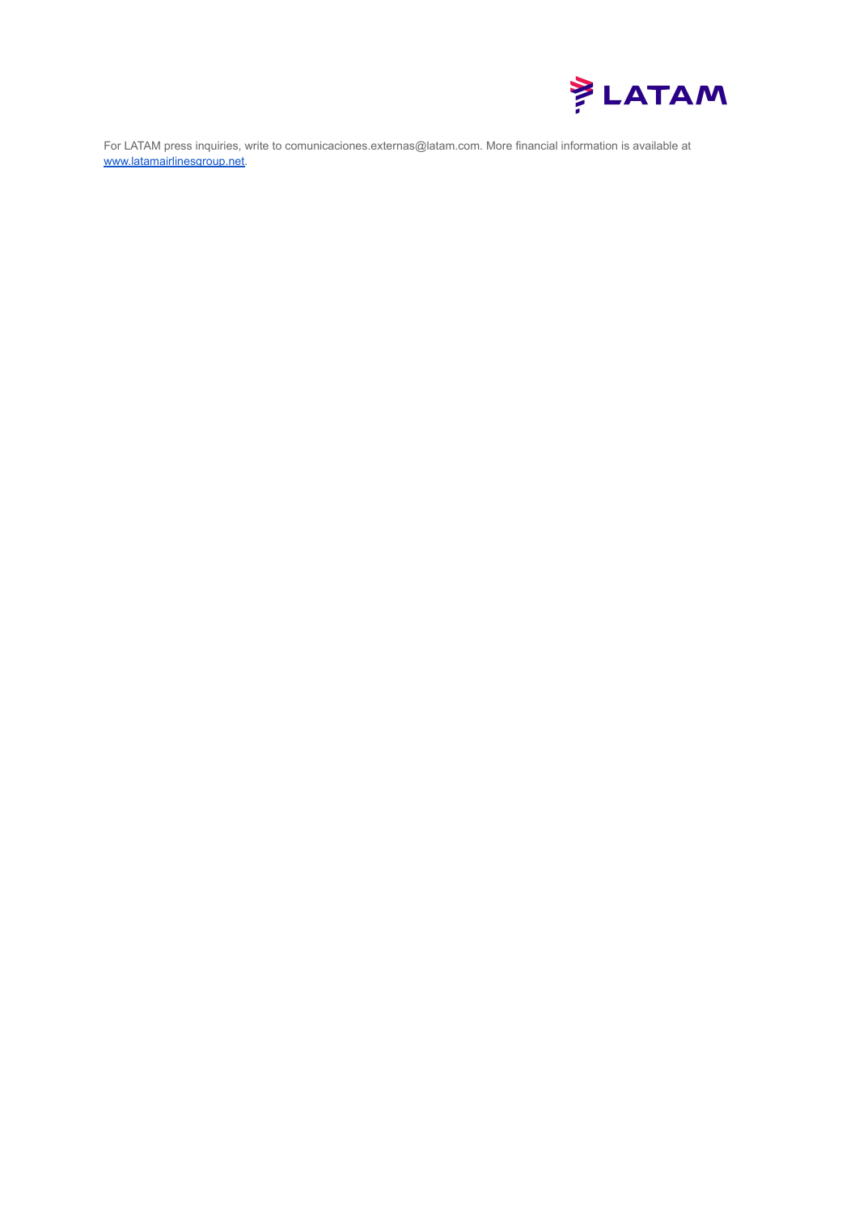For LATAM press inquiries, write to comunicaciones.externas@latam.com. More financial information is available at [www.latamairlinesgroup.net](http://www.latamairlinesgroup.net).